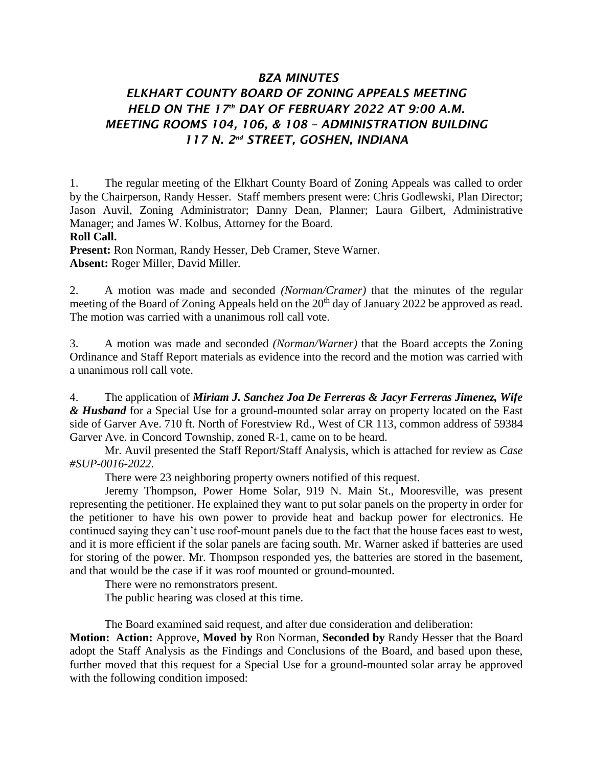# *BZA MINUTES*
# *ELKHART COUNTY BOARD OF ZONING APPEALS MEETING*
# *HELD ON THE 17th DAY OF FEBRUARY 2022 AT 9:00 A.M.*
# *MEETING ROOMS 104, 106, & 108 – ADMINISTRATION BUILDING*
# *117 N. 2nd STREET, GOSHEN, INDIANA*

1. The regular meeting of the Elkhart County Board of Zoning Appeals was called to order by the Chairperson, Randy Hesser. Staff members present were: Chris Godlewski, Plan Director; Jason Auvil, Zoning Administrator; Danny Dean, Planner; Laura Gilbert, Administrative Manager; and James W. Kolbus, Attorney for the Board.

**Roll Call.**

**Present:** Ron Norman, Randy Hesser, Deb Cramer, Steve Warner.
**Absent:** Roger Miller, David Miller.

2. A motion was made and seconded *(Norman/Cramer)* that the minutes of the regular meeting of the Board of Zoning Appeals held on the 20th day of January 2022 be approved as read. The motion was carried with a unanimous roll call vote.

3. A motion was made and seconded *(Norman/Warner)* that the Board accepts the Zoning Ordinance and Staff Report materials as evidence into the record and the motion was carried with a unanimous roll call vote.

4. The application of ***Miriam J. Sanchez Joa De Ferreras & Jacyr Ferreras Jimenez, Wife & Husband*** for a Special Use for a ground-mounted solar array on property located on the East side of Garver Ave. 710 ft. North of Forestview Rd., West of CR 113, common address of 59384 Garver Ave. in Concord Township, zoned R-1, came on to be heard.

Mr. Auvil presented the Staff Report/Staff Analysis, which is attached for review as *Case #SUP-0016-2022*.

There were 23 neighboring property owners notified of this request.

Jeremy Thompson, Power Home Solar, 919 N. Main St., Mooresville, was present representing the petitioner. He explained they want to put solar panels on the property in order for the petitioner to have his own power to provide heat and backup power for electronics. He continued saying they can't use roof-mount panels due to the fact that the house faces east to west, and it is more efficient if the solar panels are facing south. Mr. Warner asked if batteries are used for storing of the power. Mr. Thompson responded yes, the batteries are stored in the basement, and that would be the case if it was roof mounted or ground-mounted.

There were no remonstrators present.

The public hearing was closed at this time.

The Board examined said request, and after due consideration and deliberation:

**Motion: Action:** Approve, **Moved by** Ron Norman, **Seconded by** Randy Hesser that the Board adopt the Staff Analysis as the Findings and Conclusions of the Board, and based upon these, further moved that this request for a Special Use for a ground-mounted solar array be approved with the following condition imposed: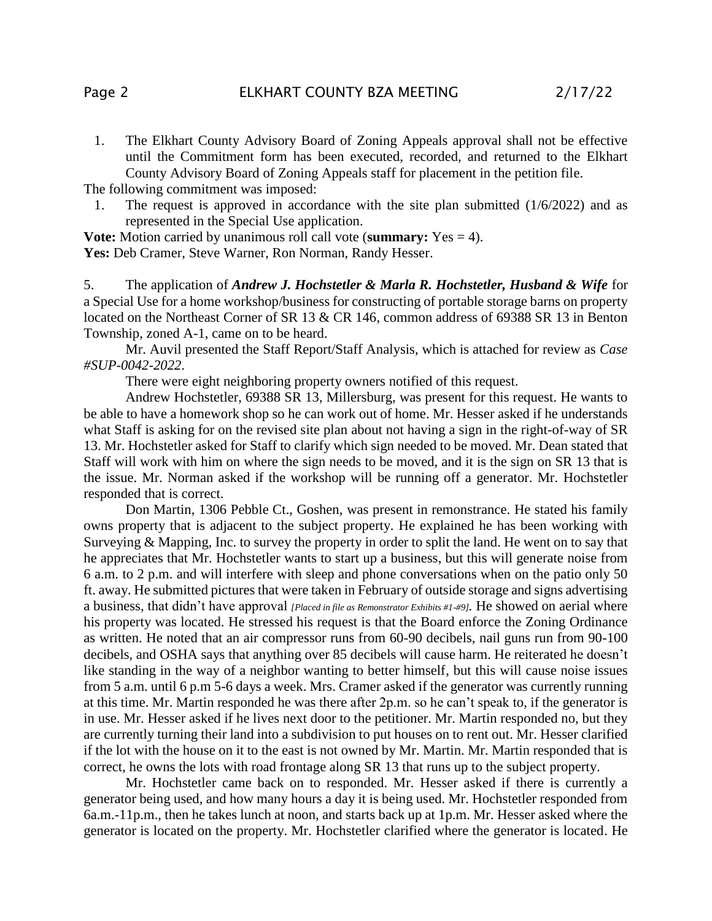1. The Elkhart County Advisory Board of Zoning Appeals approval shall not be effective until the Commitment form has been executed, recorded, and returned to the Elkhart County Advisory Board of Zoning Appeals staff for placement in the petition file.

The following commitment was imposed:

1. The request is approved in accordance with the site plan submitted (1/6/2022) and as represented in the Special Use application.

**Vote:** Motion carried by unanimous roll call vote (**summary:** Yes = 4).
**Yes:** Deb Cramer, Steve Warner, Ron Norman, Randy Hesser.

5. The application of ***Andrew J. Hochstetler & Marla R. Hochstetler, Husband & Wife*** for a Special Use for a home workshop/business for constructing of portable storage barns on property located on the Northeast Corner of SR 13 & CR 146, common address of 69388 SR 13 in Benton Township, zoned A-1, came on to be heard.

Mr. Auvil presented the Staff Report/Staff Analysis, which is attached for review as *Case #SUP-0042-2022*.

There were eight neighboring property owners notified of this request.

Andrew Hochstetler, 69388 SR 13, Millersburg, was present for this request. He wants to be able to have a homework shop so he can work out of home. Mr. Hesser asked if he understands what Staff is asking for on the revised site plan about not having a sign in the right-of-way of SR 13. Mr. Hochstetler asked for Staff to clarify which sign needed to be moved. Mr. Dean stated that Staff will work with him on where the sign needs to be moved, and it is the sign on SR 13 that is the issue. Mr. Norman asked if the workshop will be running off a generator. Mr. Hochstetler responded that is correct.

Don Martin, 1306 Pebble Ct., Goshen, was present in remonstrance. He stated his family owns property that is adjacent to the subject property. He explained he has been working with Surveying & Mapping, Inc. to survey the property in order to split the land. He went on to say that he appreciates that Mr. Hochstetler wants to start up a business, but this will generate noise from 6 a.m. to 2 p.m. and will interfere with sleep and phone conversations when on the patio only 50 ft. away. He submitted pictures that were taken in February of outside storage and signs advertising a business, that didn't have approval *[Placed in file as Remonstrator Exhibits #1-#9]*. He showed on aerial where his property was located. He stressed his request is that the Board enforce the Zoning Ordinance as written. He noted that an air compressor runs from 60-90 decibels, nail guns run from 90-100 decibels, and OSHA says that anything over 85 decibels will cause harm. He reiterated he doesn't like standing in the way of a neighbor wanting to better himself, but this will cause noise issues from 5 a.m. until 6 p.m 5-6 days a week. Mrs. Cramer asked if the generator was currently running at this time. Mr. Martin responded he was there after 2p.m. so he can't speak to, if the generator is in use. Mr. Hesser asked if he lives next door to the petitioner. Mr. Martin responded no, but they are currently turning their land into a subdivision to put houses on to rent out. Mr. Hesser clarified if the lot with the house on it to the east is not owned by Mr. Martin. Mr. Martin responded that is correct, he owns the lots with road frontage along SR 13 that runs up to the subject property.

Mr. Hochstetler came back on to responded. Mr. Hesser asked if there is currently a generator being used, and how many hours a day it is being used. Mr. Hochstetler responded from 6a.m.-11p.m., then he takes lunch at noon, and starts back up at 1p.m. Mr. Hesser asked where the generator is located on the property. Mr. Hochstetler clarified where the generator is located. He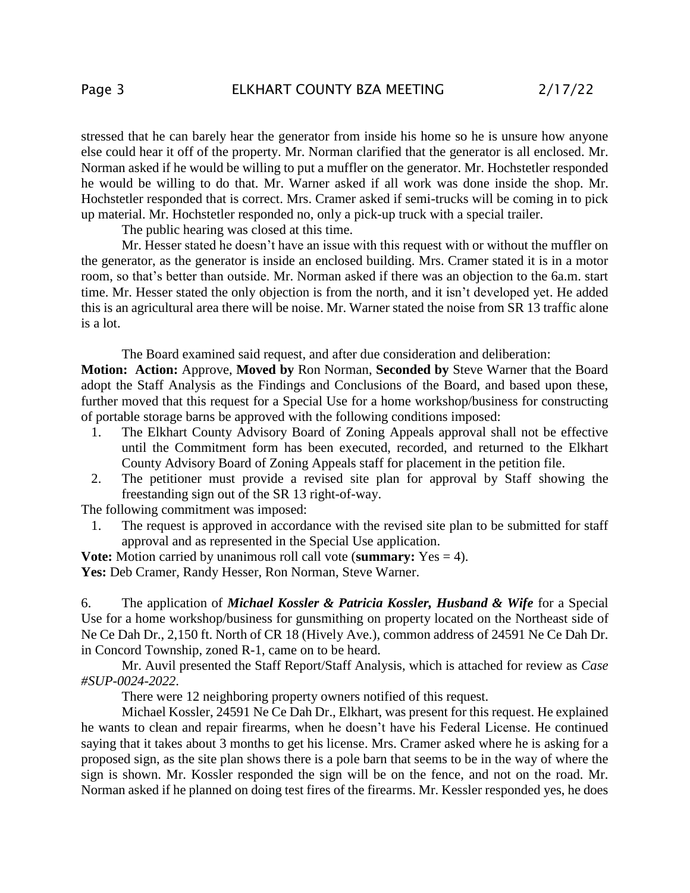stressed that he can barely hear the generator from inside his home so he is unsure how anyone else could hear it off of the property. Mr. Norman clarified that the generator is all enclosed. Mr. Norman asked if he would be willing to put a muffler on the generator. Mr. Hochstetler responded he would be willing to do that. Mr. Warner asked if all work was done inside the shop. Mr. Hochstetler responded that is correct. Mrs. Cramer asked if semi-trucks will be coming in to pick up material. Mr. Hochstetler responded no, only a pick-up truck with a special trailer.

The public hearing was closed at this time.

Mr. Hesser stated he doesn't have an issue with this request with or without the muffler on the generator, as the generator is inside an enclosed building. Mrs. Cramer stated it is in a motor room, so that's better than outside. Mr. Norman asked if there was an objection to the 6a.m. start time. Mr. Hesser stated the only objection is from the north, and it isn't developed yet. He added this is an agricultural area there will be noise. Mr. Warner stated the noise from SR 13 traffic alone is a lot.

The Board examined said request, and after due consideration and deliberation:

**Motion: Action:** Approve, **Moved by** Ron Norman, **Seconded by** Steve Warner that the Board adopt the Staff Analysis as the Findings and Conclusions of the Board, and based upon these, further moved that this request for a Special Use for a home workshop/business for constructing of portable storage barns be approved with the following conditions imposed:

1. The Elkhart County Advisory Board of Zoning Appeals approval shall not be effective until the Commitment form has been executed, recorded, and returned to the Elkhart County Advisory Board of Zoning Appeals staff for placement in the petition file.
2. The petitioner must provide a revised site plan for approval by Staff showing the freestanding sign out of the SR 13 right-of-way.

The following commitment was imposed:

1. The request is approved in accordance with the revised site plan to be submitted for staff approval and as represented in the Special Use application.

**Vote:** Motion carried by unanimous roll call vote (**summary:** Yes = 4).
**Yes:** Deb Cramer, Randy Hesser, Ron Norman, Steve Warner.

6. The application of ***Michael Kossler & Patricia Kossler, Husband & Wife*** for a Special Use for a home workshop/business for gunsmithing on property located on the Northeast side of Ne Ce Dah Dr., 2,150 ft. North of CR 18 (Hively Ave.), common address of 24591 Ne Ce Dah Dr. in Concord Township, zoned R-1, came on to be heard.

Mr. Auvil presented the Staff Report/Staff Analysis, which is attached for review as *Case #SUP-0024-2022*.

There were 12 neighboring property owners notified of this request.

Michael Kossler, 24591 Ne Ce Dah Dr., Elkhart, was present for this request. He explained he wants to clean and repair firearms, when he doesn't have his Federal License. He continued saying that it takes about 3 months to get his license. Mrs. Cramer asked where he is asking for a proposed sign, as the site plan shows there is a pole barn that seems to be in the way of where the sign is shown. Mr. Kossler responded the sign will be on the fence, and not on the road. Mr. Norman asked if he planned on doing test fires of the firearms. Mr. Kessler responded yes, he does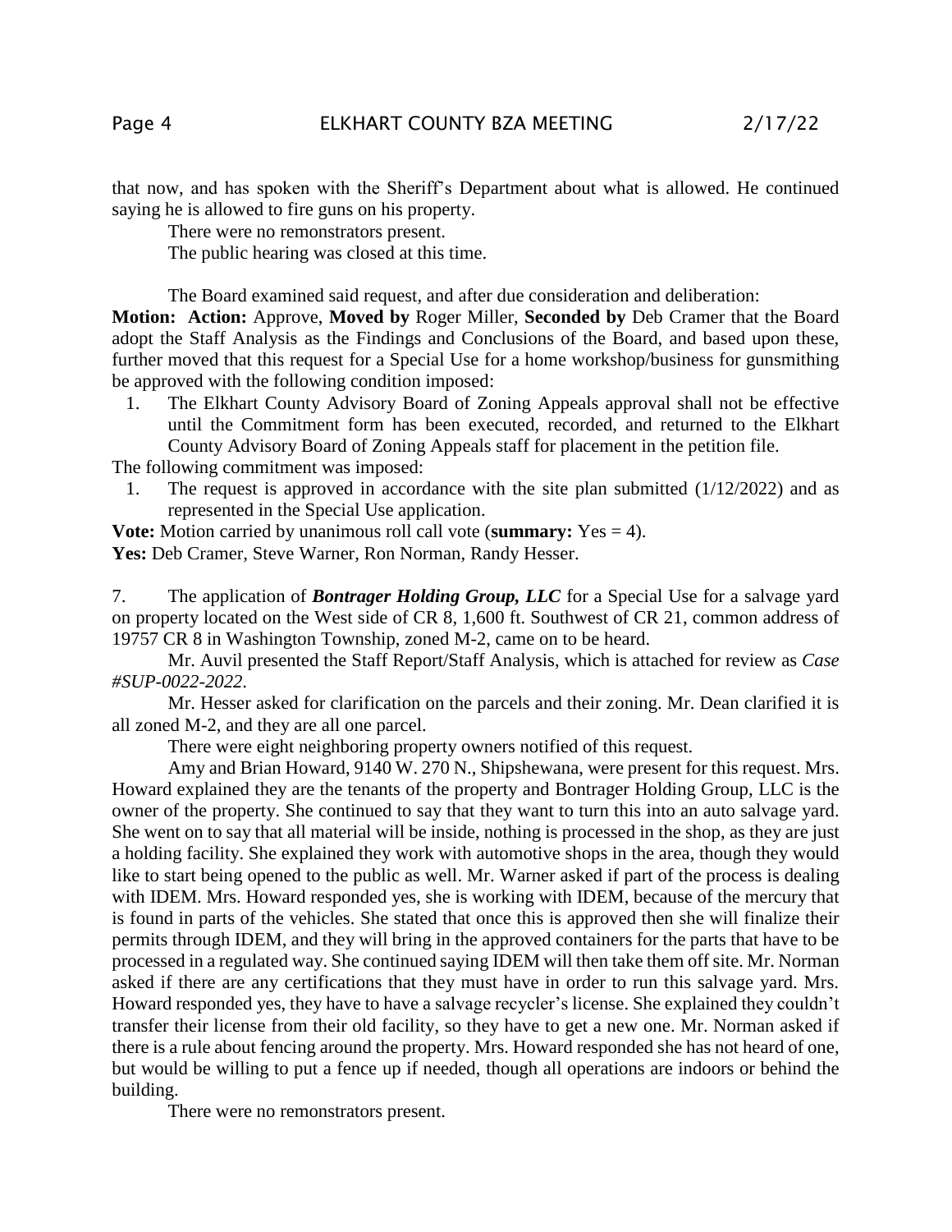that now, and has spoken with the Sheriff's Department about what is allowed. He continued saying he is allowed to fire guns on his property.

There were no remonstrators present.

The public hearing was closed at this time.

The Board examined said request, and after due consideration and deliberation:

**Motion: Action:** Approve, **Moved by** Roger Miller, **Seconded by** Deb Cramer that the Board adopt the Staff Analysis as the Findings and Conclusions of the Board, and based upon these, further moved that this request for a Special Use for a home workshop/business for gunsmithing be approved with the following condition imposed:

1. The Elkhart County Advisory Board of Zoning Appeals approval shall not be effective until the Commitment form has been executed, recorded, and returned to the Elkhart County Advisory Board of Zoning Appeals staff for placement in the petition file.

The following commitment was imposed:

1. The request is approved in accordance with the site plan submitted (1/12/2022) and as represented in the Special Use application.

**Vote:** Motion carried by unanimous roll call vote (**summary:** Yes = 4).

**Yes:** Deb Cramer, Steve Warner, Ron Norman, Randy Hesser.

7. The application of ***Bontrager Holding Group, LLC*** for a Special Use for a salvage yard on property located on the West side of CR 8, 1,600 ft. Southwest of CR 21, common address of 19757 CR 8 in Washington Township, zoned M-2, came on to be heard.

Mr. Auvil presented the Staff Report/Staff Analysis, which is attached for review as *Case #SUP-0022-2022*.

Mr. Hesser asked for clarification on the parcels and their zoning. Mr. Dean clarified it is all zoned M-2, and they are all one parcel.

There were eight neighboring property owners notified of this request.

Amy and Brian Howard, 9140 W. 270 N., Shipshewana, were present for this request. Mrs. Howard explained they are the tenants of the property and Bontrager Holding Group, LLC is the owner of the property. She continued to say that they want to turn this into an auto salvage yard. She went on to say that all material will be inside, nothing is processed in the shop, as they are just a holding facility. She explained they work with automotive shops in the area, though they would like to start being opened to the public as well. Mr. Warner asked if part of the process is dealing with IDEM. Mrs. Howard responded yes, she is working with IDEM, because of the mercury that is found in parts of the vehicles. She stated that once this is approved then she will finalize their permits through IDEM, and they will bring in the approved containers for the parts that have to be processed in a regulated way. She continued saying IDEM will then take them off site. Mr. Norman asked if there are any certifications that they must have in order to run this salvage yard. Mrs. Howard responded yes, they have to have a salvage recycler's license. She explained they couldn't transfer their license from their old facility, so they have to get a new one. Mr. Norman asked if there is a rule about fencing around the property. Mrs. Howard responded she has not heard of one, but would be willing to put a fence up if needed, though all operations are indoors or behind the building.

There were no remonstrators present.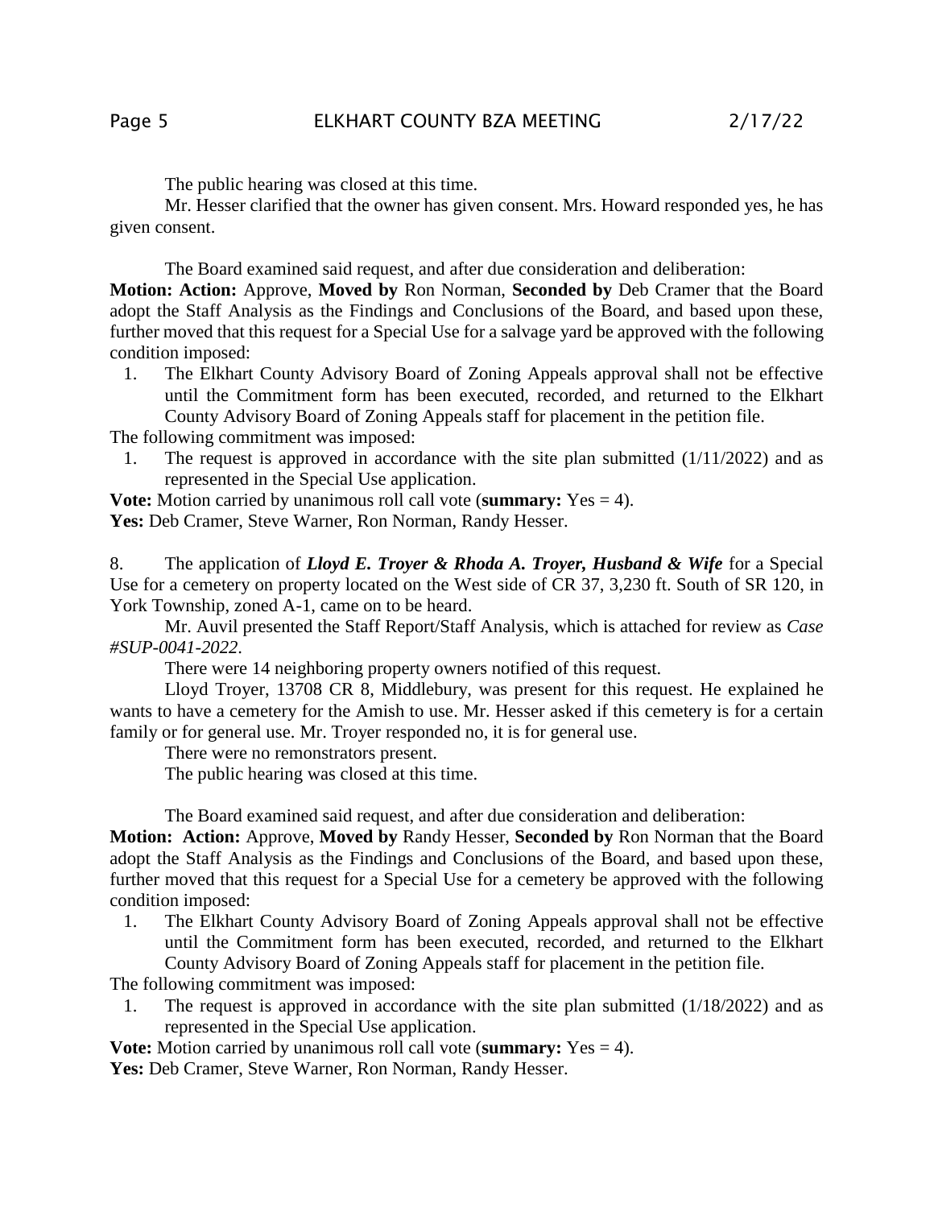The public hearing was closed at this time.

Mr. Hesser clarified that the owner has given consent. Mrs. Howard responded yes, he has given consent.

The Board examined said request, and after due consideration and deliberation:

**Motion: Action:** Approve, **Moved by** Ron Norman, **Seconded by** Deb Cramer that the Board adopt the Staff Analysis as the Findings and Conclusions of the Board, and based upon these, further moved that this request for a Special Use for a salvage yard be approved with the following condition imposed:

1. The Elkhart County Advisory Board of Zoning Appeals approval shall not be effective until the Commitment form has been executed, recorded, and returned to the Elkhart County Advisory Board of Zoning Appeals staff for placement in the petition file.

The following commitment was imposed:

1. The request is approved in accordance with the site plan submitted (1/11/2022) and as represented in the Special Use application.

**Vote:** Motion carried by unanimous roll call vote (**summary:** Yes = 4).

**Yes:** Deb Cramer, Steve Warner, Ron Norman, Randy Hesser.

8. The application of ***Lloyd E. Troyer & Rhoda A. Troyer, Husband & Wife*** for a Special Use for a cemetery on property located on the West side of CR 37, 3,230 ft. South of SR 120, in York Township, zoned A-1, came on to be heard.

Mr. Auvil presented the Staff Report/Staff Analysis, which is attached for review as *Case #SUP-0041-2022*.

There were 14 neighboring property owners notified of this request.

Lloyd Troyer, 13708 CR 8, Middlebury, was present for this request. He explained he wants to have a cemetery for the Amish to use. Mr. Hesser asked if this cemetery is for a certain family or for general use. Mr. Troyer responded no, it is for general use.

There were no remonstrators present.

The public hearing was closed at this time.

The Board examined said request, and after due consideration and deliberation:

**Motion: Action:** Approve, **Moved by** Randy Hesser, **Seconded by** Ron Norman that the Board adopt the Staff Analysis as the Findings and Conclusions of the Board, and based upon these, further moved that this request for a Special Use for a cemetery be approved with the following condition imposed:

1. The Elkhart County Advisory Board of Zoning Appeals approval shall not be effective until the Commitment form has been executed, recorded, and returned to the Elkhart County Advisory Board of Zoning Appeals staff for placement in the petition file.

The following commitment was imposed:

1. The request is approved in accordance with the site plan submitted (1/18/2022) and as represented in the Special Use application.

**Vote:** Motion carried by unanimous roll call vote (**summary:** Yes = 4).

**Yes:** Deb Cramer, Steve Warner, Ron Norman, Randy Hesser.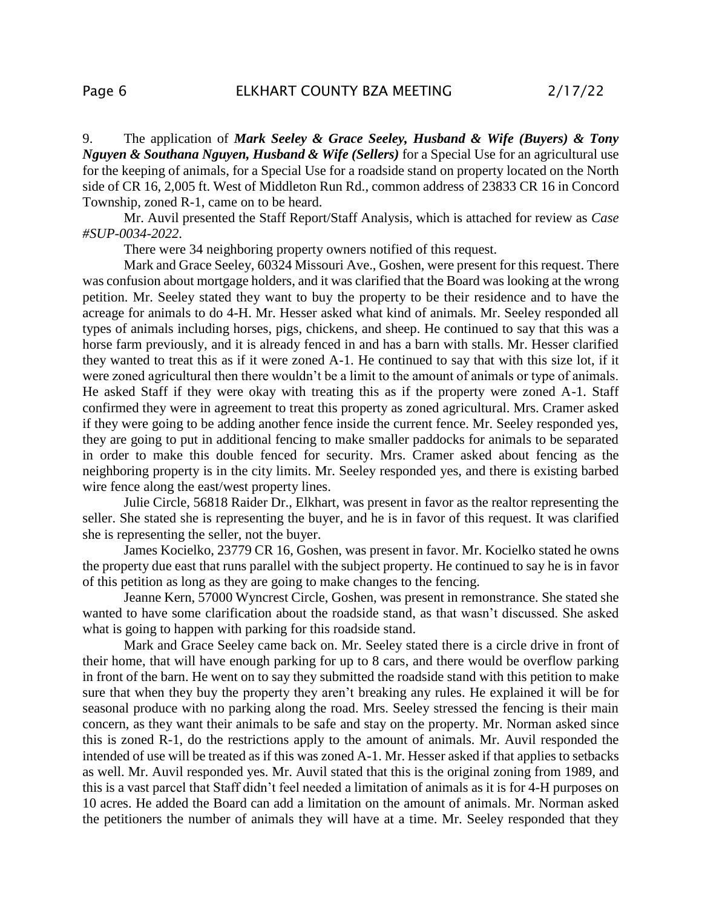9. The application of ***Mark Seeley & Grace Seeley, Husband & Wife (Buyers) & Tony Nguyen & Southana Nguyen, Husband & Wife (Sellers)*** for a Special Use for an agricultural use for the keeping of animals, for a Special Use for a roadside stand on property located on the North side of CR 16, 2,005 ft. West of Middleton Run Rd., common address of 23833 CR 16 in Concord Township, zoned R-1, came on to be heard.

Mr. Auvil presented the Staff Report/Staff Analysis, which is attached for review as *Case #SUP-0034-2022*.

There were 34 neighboring property owners notified of this request.

Mark and Grace Seeley, 60324 Missouri Ave., Goshen, were present for this request. There was confusion about mortgage holders, and it was clarified that the Board was looking at the wrong petition. Mr. Seeley stated they want to buy the property to be their residence and to have the acreage for animals to do 4-H. Mr. Hesser asked what kind of animals. Mr. Seeley responded all types of animals including horses, pigs, chickens, and sheep. He continued to say that this was a horse farm previously, and it is already fenced in and has a barn with stalls. Mr. Hesser clarified they wanted to treat this as if it were zoned A-1. He continued to say that with this size lot, if it were zoned agricultural then there wouldn't be a limit to the amount of animals or type of animals. He asked Staff if they were okay with treating this as if the property were zoned A-1. Staff confirmed they were in agreement to treat this property as zoned agricultural. Mrs. Cramer asked if they were going to be adding another fence inside the current fence. Mr. Seeley responded yes, they are going to put in additional fencing to make smaller paddocks for animals to be separated in order to make this double fenced for security. Mrs. Cramer asked about fencing as the neighboring property is in the city limits. Mr. Seeley responded yes, and there is existing barbed wire fence along the east/west property lines.

Julie Circle, 56818 Raider Dr., Elkhart, was present in favor as the realtor representing the seller. She stated she is representing the buyer, and he is in favor of this request. It was clarified she is representing the seller, not the buyer.

James Kocielko, 23779 CR 16, Goshen, was present in favor. Mr. Kocielko stated he owns the property due east that runs parallel with the subject property. He continued to say he is in favor of this petition as long as they are going to make changes to the fencing.

Jeanne Kern, 57000 Wyncrest Circle, Goshen, was present in remonstrance. She stated she wanted to have some clarification about the roadside stand, as that wasn't discussed. She asked what is going to happen with parking for this roadside stand.

Mark and Grace Seeley came back on. Mr. Seeley stated there is a circle drive in front of their home, that will have enough parking for up to 8 cars, and there would be overflow parking in front of the barn. He went on to say they submitted the roadside stand with this petition to make sure that when they buy the property they aren't breaking any rules. He explained it will be for seasonal produce with no parking along the road. Mrs. Seeley stressed the fencing is their main concern, as they want their animals to be safe and stay on the property. Mr. Norman asked since this is zoned R-1, do the restrictions apply to the amount of animals. Mr. Auvil responded the intended of use will be treated as if this was zoned A-1. Mr. Hesser asked if that applies to setbacks as well. Mr. Auvil responded yes. Mr. Auvil stated that this is the original zoning from 1989, and this is a vast parcel that Staff didn't feel needed a limitation of animals as it is for 4-H purposes on 10 acres. He added the Board can add a limitation on the amount of animals. Mr. Norman asked the petitioners the number of animals they will have at a time. Mr. Seeley responded that they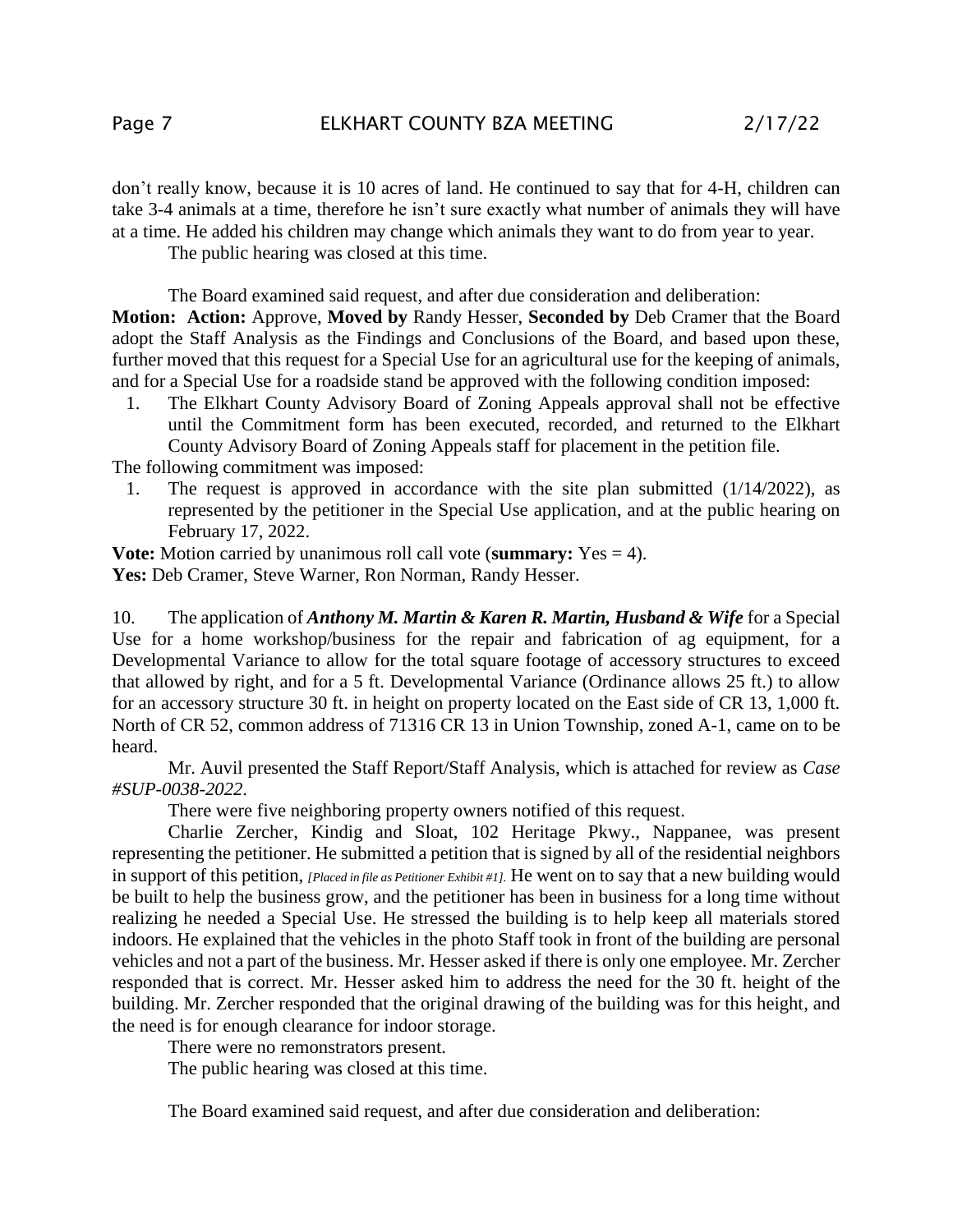don't really know, because it is 10 acres of land. He continued to say that for 4-H, children can take 3-4 animals at a time, therefore he isn't sure exactly what number of animals they will have at a time. He added his children may change which animals they want to do from year to year.

The public hearing was closed at this time.

The Board examined said request, and after due consideration and deliberation:

**Motion: Action:** Approve, **Moved by** Randy Hesser, **Seconded by** Deb Cramer that the Board adopt the Staff Analysis as the Findings and Conclusions of the Board, and based upon these, further moved that this request for a Special Use for an agricultural use for the keeping of animals, and for a Special Use for a roadside stand be approved with the following condition imposed:

1. The Elkhart County Advisory Board of Zoning Appeals approval shall not be effective until the Commitment form has been executed, recorded, and returned to the Elkhart County Advisory Board of Zoning Appeals staff for placement in the petition file.

The following commitment was imposed:

1. The request is approved in accordance with the site plan submitted (1/14/2022), as represented by the petitioner in the Special Use application, and at the public hearing on February 17, 2022.

**Vote:** Motion carried by unanimous roll call vote (**summary:** Yes = 4).
**Yes:** Deb Cramer, Steve Warner, Ron Norman, Randy Hesser.

10. The application of ***Anthony M. Martin & Karen R. Martin, Husband & Wife*** for a Special Use for a home workshop/business for the repair and fabrication of ag equipment, for a Developmental Variance to allow for the total square footage of accessory structures to exceed that allowed by right, and for a 5 ft. Developmental Variance (Ordinance allows 25 ft.) to allow for an accessory structure 30 ft. in height on property located on the East side of CR 13, 1,000 ft. North of CR 52, common address of 71316 CR 13 in Union Township, zoned A-1, came on to be heard.

Mr. Auvil presented the Staff Report/Staff Analysis, which is attached for review as *Case #SUP-0038-2022*.

There were five neighboring property owners notified of this request.

Charlie Zercher, Kindig and Sloat, 102 Heritage Pkwy., Nappanee, was present representing the petitioner. He submitted a petition that is signed by all of the residential neighbors in support of this petition, *[Placed in file as Petitioner Exhibit #1].* He went on to say that a new building would be built to help the business grow, and the petitioner has been in business for a long time without realizing he needed a Special Use. He stressed the building is to help keep all materials stored indoors. He explained that the vehicles in the photo Staff took in front of the building are personal vehicles and not a part of the business. Mr. Hesser asked if there is only one employee. Mr. Zercher responded that is correct. Mr. Hesser asked him to address the need for the 30 ft. height of the building. Mr. Zercher responded that the original drawing of the building was for this height, and the need is for enough clearance for indoor storage.

There were no remonstrators present.

The public hearing was closed at this time.

The Board examined said request, and after due consideration and deliberation: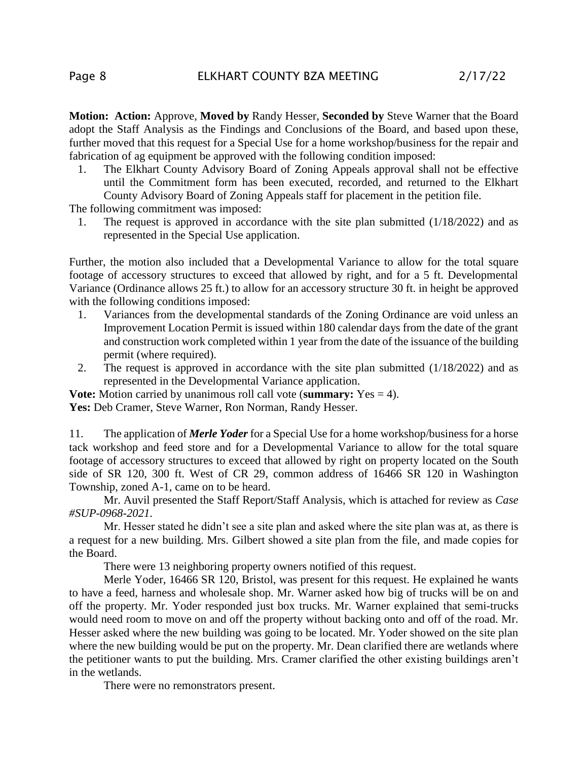**Motion: Action:** Approve, **Moved by** Randy Hesser, **Seconded by** Steve Warner that the Board adopt the Staff Analysis as the Findings and Conclusions of the Board, and based upon these, further moved that this request for a Special Use for a home workshop/business for the repair and fabrication of ag equipment be approved with the following condition imposed:

1. The Elkhart County Advisory Board of Zoning Appeals approval shall not be effective until the Commitment form has been executed, recorded, and returned to the Elkhart County Advisory Board of Zoning Appeals staff for placement in the petition file.

The following commitment was imposed:

1. The request is approved in accordance with the site plan submitted (1/18/2022) and as represented in the Special Use application.

Further, the motion also included that a Developmental Variance to allow for the total square footage of accessory structures to exceed that allowed by right, and for a 5 ft. Developmental Variance (Ordinance allows 25 ft.) to allow for an accessory structure 30 ft. in height be approved with the following conditions imposed:

1. Variances from the developmental standards of the Zoning Ordinance are void unless an Improvement Location Permit is issued within 180 calendar days from the date of the grant and construction work completed within 1 year from the date of the issuance of the building permit (where required).
2. The request is approved in accordance with the site plan submitted (1/18/2022) and as represented in the Developmental Variance application.

**Vote:** Motion carried by unanimous roll call vote (**summary:** Yes = 4).
**Yes:** Deb Cramer, Steve Warner, Ron Norman, Randy Hesser.

11. The application of ***Merle Yoder*** for a Special Use for a home workshop/business for a horse tack workshop and feed store and for a Developmental Variance to allow for the total square footage of accessory structures to exceed that allowed by right on property located on the South side of SR 120, 300 ft. West of CR 29, common address of 16466 SR 120 in Washington Township, zoned A-1, came on to be heard.

Mr. Auvil presented the Staff Report/Staff Analysis, which is attached for review as *Case #SUP-0968-2021*.

Mr. Hesser stated he didn't see a site plan and asked where the site plan was at, as there is a request for a new building. Mrs. Gilbert showed a site plan from the file, and made copies for the Board.

There were 13 neighboring property owners notified of this request.

Merle Yoder, 16466 SR 120, Bristol, was present for this request. He explained he wants to have a feed, harness and wholesale shop. Mr. Warner asked how big of trucks will be on and off the property. Mr. Yoder responded just box trucks. Mr. Warner explained that semi-trucks would need room to move on and off the property without backing onto and off of the road. Mr. Hesser asked where the new building was going to be located. Mr. Yoder showed on the site plan where the new building would be put on the property. Mr. Dean clarified there are wetlands where the petitioner wants to put the building. Mrs. Cramer clarified the other existing buildings aren't in the wetlands.

There were no remonstrators present.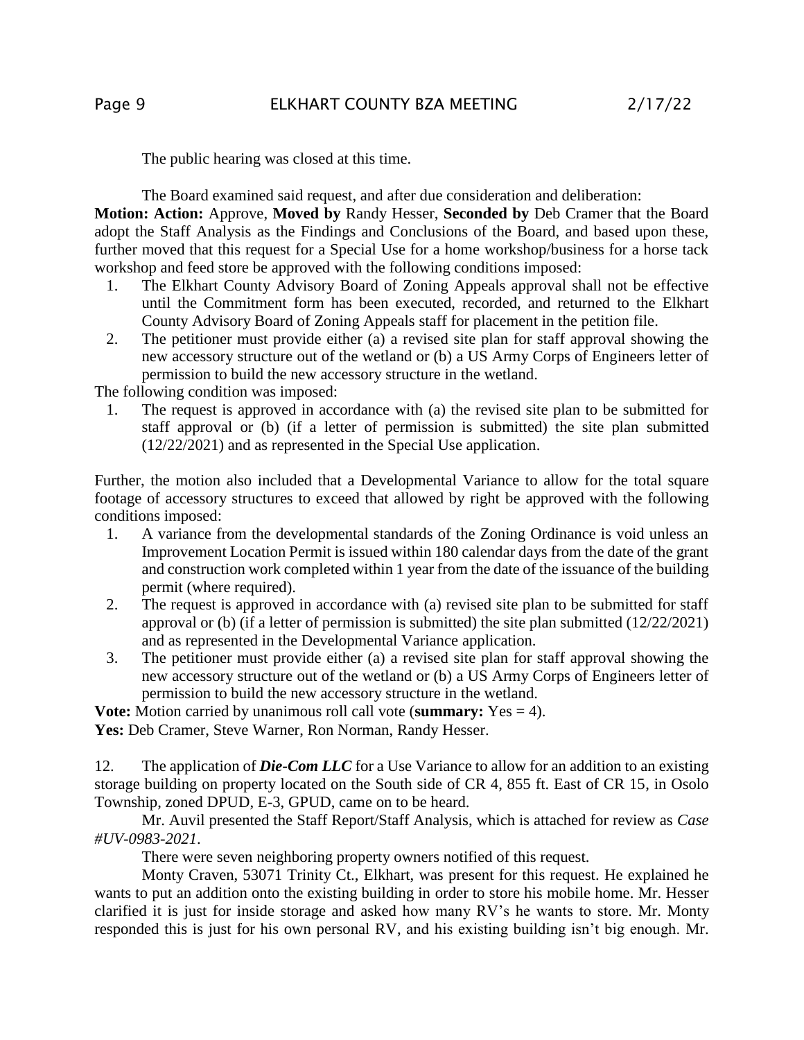The public hearing was closed at this time.

The Board examined said request, and after due consideration and deliberation:

**Motion: Action:** Approve, **Moved by** Randy Hesser, **Seconded by** Deb Cramer that the Board adopt the Staff Analysis as the Findings and Conclusions of the Board, and based upon these, further moved that this request for a Special Use for a home workshop/business for a horse tack workshop and feed store be approved with the following conditions imposed:

1. The Elkhart County Advisory Board of Zoning Appeals approval shall not be effective until the Commitment form has been executed, recorded, and returned to the Elkhart County Advisory Board of Zoning Appeals staff for placement in the petition file.
2. The petitioner must provide either (a) a revised site plan for staff approval showing the new accessory structure out of the wetland or (b) a US Army Corps of Engineers letter of permission to build the new accessory structure in the wetland.

The following condition was imposed:

1. The request is approved in accordance with (a) the revised site plan to be submitted for staff approval or (b) (if a letter of permission is submitted) the site plan submitted (12/22/2021) and as represented in the Special Use application.

Further, the motion also included that a Developmental Variance to allow for the total square footage of accessory structures to exceed that allowed by right be approved with the following conditions imposed:

1. A variance from the developmental standards of the Zoning Ordinance is void unless an Improvement Location Permit is issued within 180 calendar days from the date of the grant and construction work completed within 1 year from the date of the issuance of the building permit (where required).
2. The request is approved in accordance with (a) revised site plan to be submitted for staff approval or (b) (if a letter of permission is submitted) the site plan submitted (12/22/2021) and as represented in the Developmental Variance application.
3. The petitioner must provide either (a) a revised site plan for staff approval showing the new accessory structure out of the wetland or (b) a US Army Corps of Engineers letter of permission to build the new accessory structure in the wetland.

**Vote:** Motion carried by unanimous roll call vote (**summary:** Yes = 4).
**Yes:** Deb Cramer, Steve Warner, Ron Norman, Randy Hesser.

12. The application of ***Die-Com LLC*** for a Use Variance to allow for an addition to an existing storage building on property located on the South side of CR 4, 855 ft. East of CR 15, in Osolo Township, zoned DPUD, E-3, GPUD, came on to be heard.

Mr. Auvil presented the Staff Report/Staff Analysis, which is attached for review as *Case #UV-0983-2021*.

There were seven neighboring property owners notified of this request.

Monty Craven, 53071 Trinity Ct., Elkhart, was present for this request. He explained he wants to put an addition onto the existing building in order to store his mobile home. Mr. Hesser clarified it is just for inside storage and asked how many RV's he wants to store. Mr. Monty responded this is just for his own personal RV, and his existing building isn't big enough. Mr.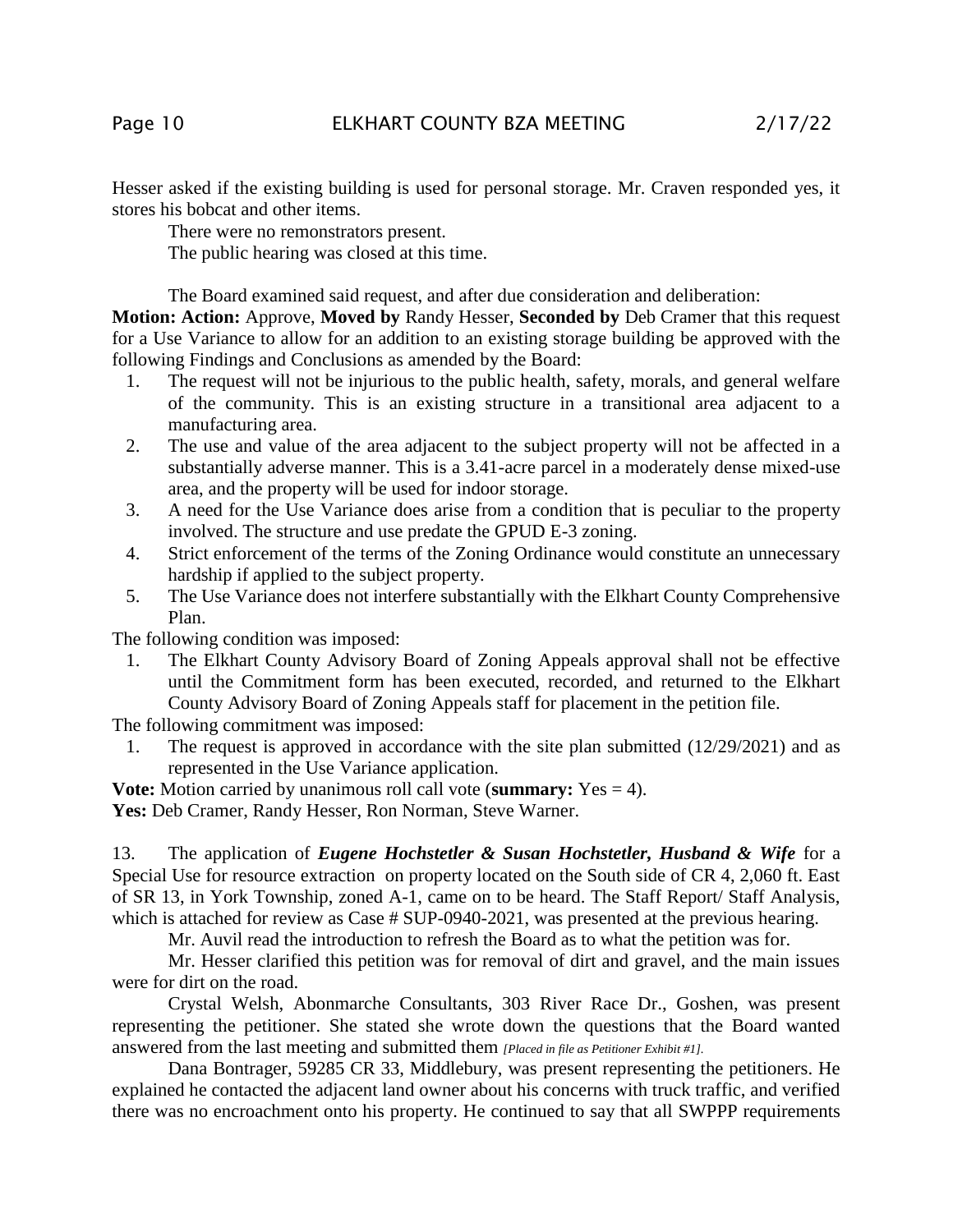Hesser asked if the existing building is used for personal storage. Mr. Craven responded yes, it stores his bobcat and other items.

There were no remonstrators present.

The public hearing was closed at this time.

The Board examined said request, and after due consideration and deliberation:

**Motion: Action:** Approve, **Moved by** Randy Hesser, **Seconded by** Deb Cramer that this request for a Use Variance to allow for an addition to an existing storage building be approved with the following Findings and Conclusions as amended by the Board:

1. The request will not be injurious to the public health, safety, morals, and general welfare of the community. This is an existing structure in a transitional area adjacent to a manufacturing area.
2. The use and value of the area adjacent to the subject property will not be affected in a substantially adverse manner. This is a 3.41-acre parcel in a moderately dense mixed-use area, and the property will be used for indoor storage.
3. A need for the Use Variance does arise from a condition that is peculiar to the property involved. The structure and use predate the GPUD E-3 zoning.
4. Strict enforcement of the terms of the Zoning Ordinance would constitute an unnecessary hardship if applied to the subject property.
5. The Use Variance does not interfere substantially with the Elkhart County Comprehensive Plan.

The following condition was imposed:

1. The Elkhart County Advisory Board of Zoning Appeals approval shall not be effective until the Commitment form has been executed, recorded, and returned to the Elkhart County Advisory Board of Zoning Appeals staff for placement in the petition file.

The following commitment was imposed:

1. The request is approved in accordance with the site plan submitted (12/29/2021) and as represented in the Use Variance application.

**Vote:** Motion carried by unanimous roll call vote (**summary:** Yes = 4).
**Yes:** Deb Cramer, Randy Hesser, Ron Norman, Steve Warner.

13. The application of ***Eugene Hochstetler & Susan Hochstetler, Husband & Wife*** for a Special Use for resource extraction on property located on the South side of CR 4, 2,060 ft. East of SR 13, in York Township, zoned A-1, came on to be heard. The Staff Report/ Staff Analysis, which is attached for review as Case # SUP-0940-2021, was presented at the previous hearing.

Mr. Auvil read the introduction to refresh the Board as to what the petition was for.

Mr. Hesser clarified this petition was for removal of dirt and gravel, and the main issues were for dirt on the road.

Crystal Welsh, Abonmarche Consultants, 303 River Race Dr., Goshen, was present representing the petitioner. She stated she wrote down the questions that the Board wanted answered from the last meeting and submitted them *[Placed in file as Petitioner Exhibit #1]*.

Dana Bontrager, 59285 CR 33, Middlebury, was present representing the petitioners. He explained he contacted the adjacent land owner about his concerns with truck traffic, and verified there was no encroachment onto his property. He continued to say that all SWPPP requirements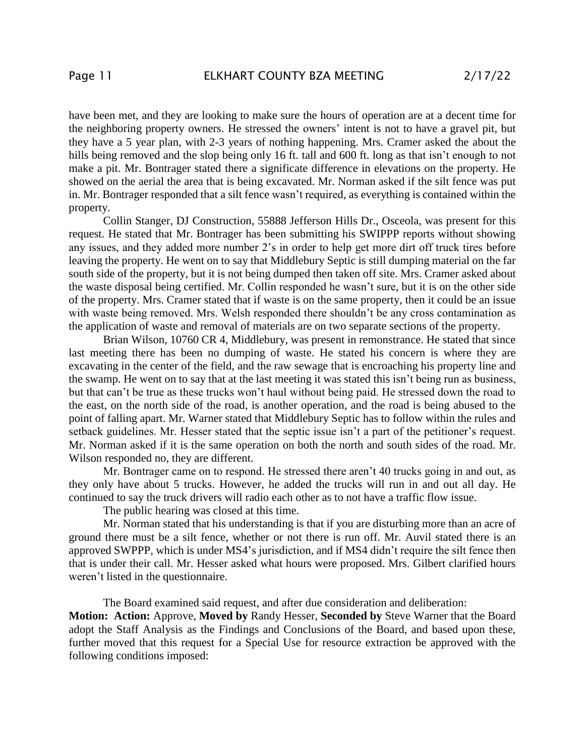have been met, and they are looking to make sure the hours of operation are at a decent time for the neighboring property owners. He stressed the owners' intent is not to have a gravel pit, but they have a 5 year plan, with 2-3 years of nothing happening. Mrs. Cramer asked the about the hills being removed and the slop being only 16 ft. tall and 600 ft. long as that isn't enough to not make a pit. Mr. Bontrager stated there a significate difference in elevations on the property. He showed on the aerial the area that is being excavated. Mr. Norman asked if the silt fence was put in. Mr. Bontrager responded that a silt fence wasn't required, as everything is contained within the property.

Collin Stanger, DJ Construction, 55888 Jefferson Hills Dr., Osceola, was present for this request. He stated that Mr. Bontrager has been submitting his SWIPPP reports without showing any issues, and they added more number 2's in order to help get more dirt off truck tires before leaving the property. He went on to say that Middlebury Septic is still dumping material on the far south side of the property, but it is not being dumped then taken off site. Mrs. Cramer asked about the waste disposal being certified. Mr. Collin responded he wasn't sure, but it is on the other side of the property. Mrs. Cramer stated that if waste is on the same property, then it could be an issue with waste being removed. Mrs. Welsh responded there shouldn't be any cross contamination as the application of waste and removal of materials are on two separate sections of the property.

Brian Wilson, 10760 CR 4, Middlebury, was present in remonstrance. He stated that since last meeting there has been no dumping of waste. He stated his concern is where they are excavating in the center of the field, and the raw sewage that is encroaching his property line and the swamp. He went on to say that at the last meeting it was stated this isn't being run as business, but that can't be true as these trucks won't haul without being paid. He stressed down the road to the east, on the north side of the road, is another operation, and the road is being abused to the point of falling apart. Mr. Warner stated that Middlebury Septic has to follow within the rules and setback guidelines. Mr. Hesser stated that the septic issue isn't a part of the petitioner's request. Mr. Norman asked if it is the same operation on both the north and south sides of the road. Mr. Wilson responded no, they are different.

Mr. Bontrager came on to respond. He stressed there aren't 40 trucks going in and out, as they only have about 5 trucks. However, he added the trucks will run in and out all day. He continued to say the truck drivers will radio each other as to not have a traffic flow issue.

The public hearing was closed at this time.

Mr. Norman stated that his understanding is that if you are disturbing more than an acre of ground there must be a silt fence, whether or not there is run off. Mr. Auvil stated there is an approved SWPPP, which is under MS4's jurisdiction, and if MS4 didn't require the silt fence then that is under their call. Mr. Hesser asked what hours were proposed. Mrs. Gilbert clarified hours weren't listed in the questionnaire.

The Board examined said request, and after due consideration and deliberation:

**Motion: Action:** Approve, **Moved by** Randy Hesser, **Seconded by** Steve Warner that the Board adopt the Staff Analysis as the Findings and Conclusions of the Board, and based upon these, further moved that this request for a Special Use for resource extraction be approved with the following conditions imposed: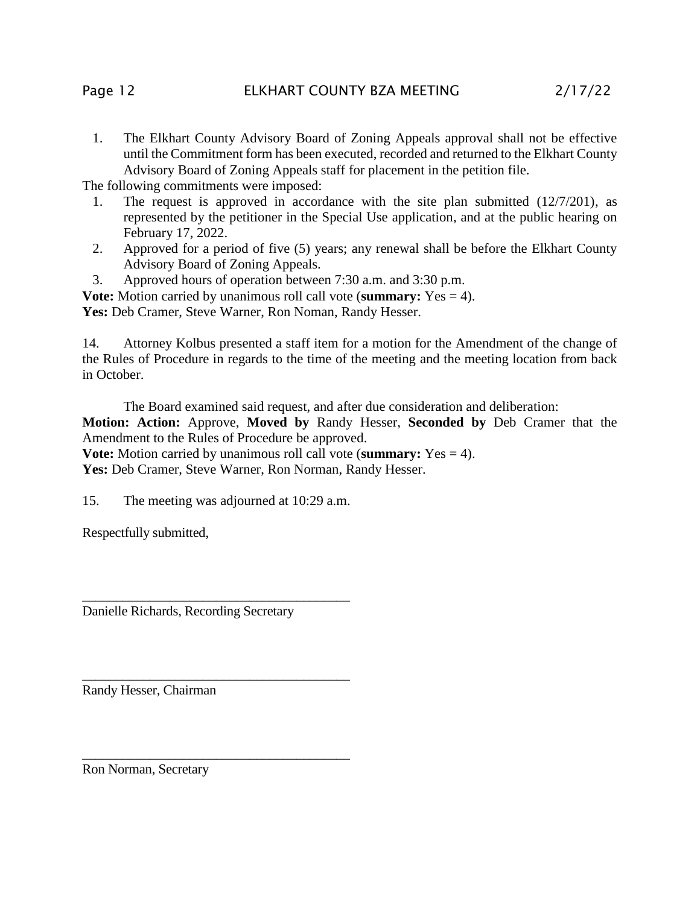1. The Elkhart County Advisory Board of Zoning Appeals approval shall not be effective until the Commitment form has been executed, recorded and returned to the Elkhart County Advisory Board of Zoning Appeals staff for placement in the petition file.

The following commitments were imposed:

1. The request is approved in accordance with the site plan submitted (12/7/201), as represented by the petitioner in the Special Use application, and at the public hearing on February 17, 2022.
2. Approved for a period of five (5) years; any renewal shall be before the Elkhart County Advisory Board of Zoning Appeals.
3. Approved hours of operation between 7:30 a.m. and 3:30 p.m.

**Vote:** Motion carried by unanimous roll call vote (**summary:** Yes = 4).
**Yes:** Deb Cramer, Steve Warner, Ron Noman, Randy Hesser.

14. Attorney Kolbus presented a staff item for a motion for the Amendment of the change of the Rules of Procedure in regards to the time of the meeting and the meeting location from back in October.

The Board examined said request, and after due consideration and deliberation:

**Motion: Action:** Approve, **Moved by** Randy Hesser, **Seconded by** Deb Cramer that the Amendment to the Rules of Procedure be approved.
**Vote:** Motion carried by unanimous roll call vote (**summary:** Yes = 4).
**Yes:** Deb Cramer, Steve Warner, Ron Norman, Randy Hesser.

15. The meeting was adjourned at 10:29 a.m.

Respectfully submitted,

\_\_\_\_\_\_\_\_\_\_\_\_\_\_\_\_\_\_\_\_\_\_\_\_\_\_\_\_\_\_\_\_\_\_\_\_\_\_\_\_
Danielle Richards, Recording Secretary

\_\_\_\_\_\_\_\_\_\_\_\_\_\_\_\_\_\_\_\_\_\_\_\_\_\_\_\_\_\_\_\_\_\_\_\_\_\_\_\_
Randy Hesser, Chairman

\_\_\_\_\_\_\_\_\_\_\_\_\_\_\_\_\_\_\_\_\_\_\_\_\_\_\_\_\_\_\_\_\_\_\_\_\_\_\_\_
Ron Norman, Secretary